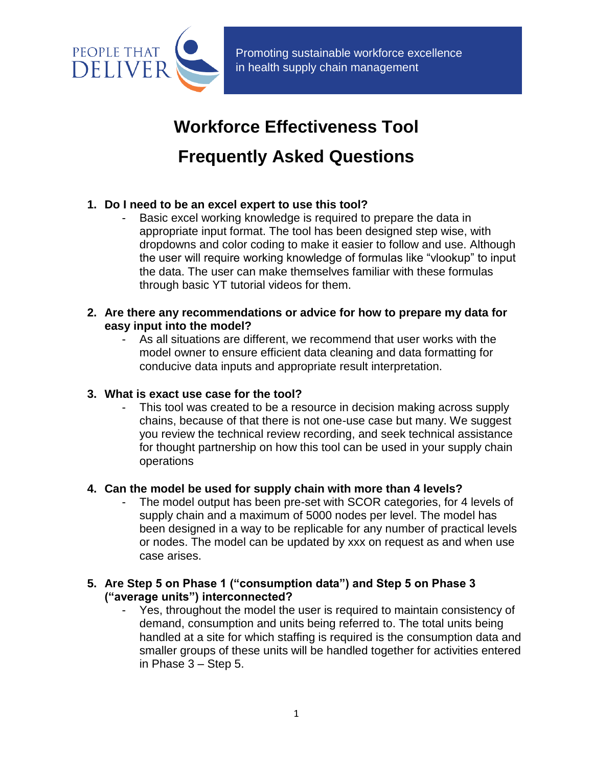PEOPLE THAT DELIVER

Promoting sustainable workforce excellence in health supply chain management

# Workforce Effectiveness Tool

# Frequently Asked Questions

1. **Do I need to be an excel expert to use this tool?**
   - Basic excel working knowledge is required to prepare the data in appropriate input format. The tool has been designed step wise, with dropdowns and color coding to make it easier to follow and use. Although the user will require working knowledge of formulas like "vlookup" to input the data. The user can make themselves familiar with these formulas through basic YT tutorial videos for them.

2. **Are there any recommendations or advice for how to prepare my data for easy input into the model?**
   - As all situations are different, we recommend that user works with the model owner to ensure efficient data cleaning and data formatting for conducive data inputs and appropriate result interpretation.

3. **What is exact use case for the tool?**
   - This tool was created to be a resource in decision making across supply chains, because of that there is not one-use case but many. We suggest you review the technical review recording, and seek technical assistance for thought partnership on how this tool can be used in your supply chain operations

4. **Can the model be used for supply chain with more than 4 levels?**
   - The model output has been pre-set with SCOR categories, for 4 levels of supply chain and a maximum of 5000 nodes per level. The model has been designed in a way to be replicable for any number of practical levels or nodes. The model can be updated by xxx on request as and when use case arises.

5. **Are Step 5 on Phase 1 ("consumption data") and Step 5 on Phase 3 ("average units") interconnected?**
   - Yes, throughout the model the user is required to maintain consistency of demand, consumption and units being referred to. The total units being handled at a site for which staffing is required is the consumption data and smaller groups of these units will be handled together for activities entered in Phase 3 – Step 5.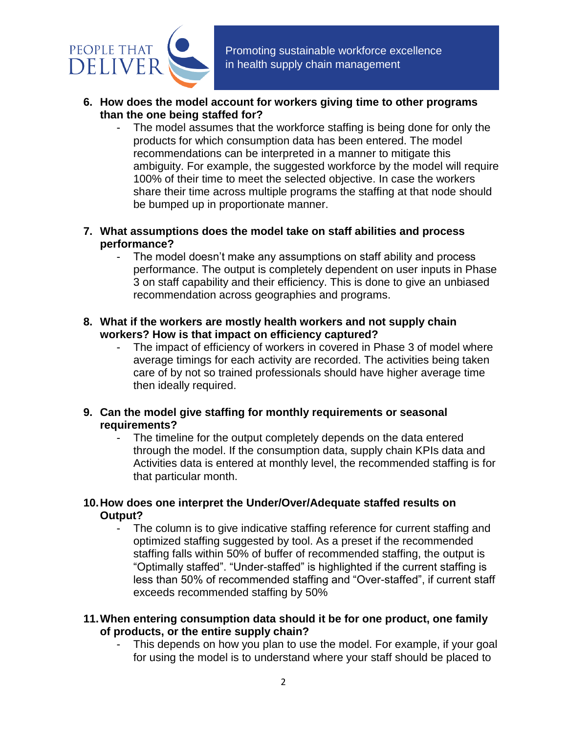6. **How does the model account for workers giving time to other programs than the one being staffed for?**
    - The model assumes that the workforce staffing is being done for only the products for which consumption data has been entered. The model recommendations can be interpreted in a manner to mitigate this ambiguity. For example, the suggested workforce by the model will require 100% of their time to meet the selected objective. In case the workers share their time across multiple programs the staffing at that node should be bumped up in proportionate manner.

7. **What assumptions does the model take on staff abilities and process performance?**
    - The model doesn't make any assumptions on staff ability and process performance. The output is completely dependent on user inputs in Phase 3 on staff capability and their efficiency. This is done to give an unbiased recommendation across geographies and programs.

8. **What if the workers are mostly health workers and not supply chain workers? How is that impact on efficiency captured?**
    - The impact of efficiency of workers in covered in Phase 3 of model where average timings for each activity are recorded. The activities being taken care of by not so trained professionals should have higher average time then ideally required.

9. **Can the model give staffing for monthly requirements or seasonal requirements?**
    - The timeline for the output completely depends on the data entered through the model. If the consumption data, supply chain KPIs data and Activities data is entered at monthly level, the recommended staffing is for that particular month.

10. **How does one interpret the Under/Over/Adequate staffed results on Output?**
    - The column is to give indicative staffing reference for current staffing and optimized staffing suggested by tool. As a preset if the recommended staffing falls within 50% of buffer of recommended staffing, the output is "Optimally staffed". "Under-staffed" is highlighted if the current staffing is less than 50% of recommended staffing and "Over-staffed", if current staff exceeds recommended staffing by 50%

11. **When entering consumption data should it be for one product, one family of products, or the entire supply chain?**
    - This depends on how you plan to use the model. For example, if your goal for using the model is to understand where your staff should be placed to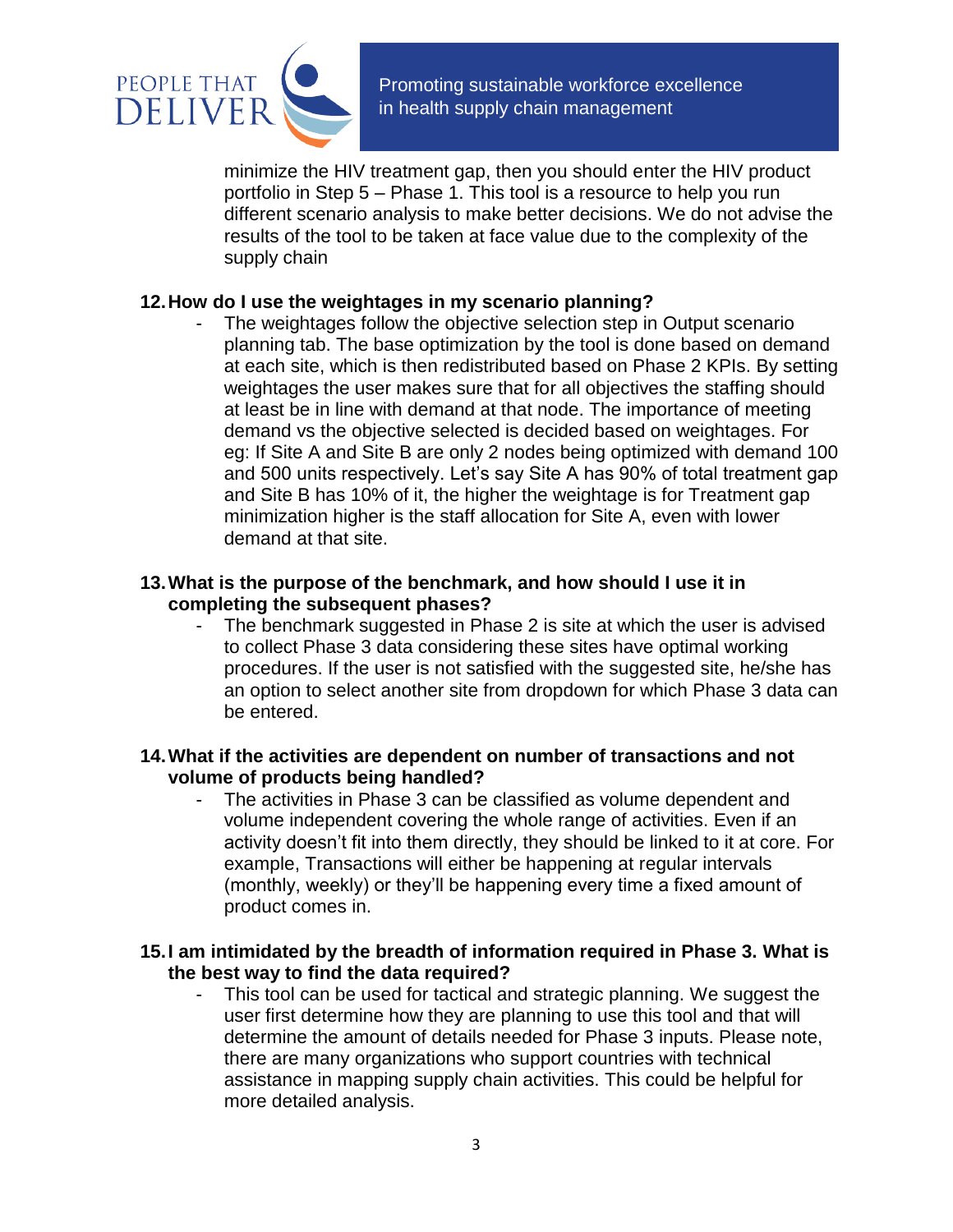minimize the HIV treatment gap, then you should enter the HIV product portfolio in Step 5 – Phase 1. This tool is a resource to help you run different scenario analysis to make better decisions. We do not advise the results of the tool to be taken at face value due to the complexity of the supply chain

**12. How do I use the weightages in my scenario planning?**

- The weightages follow the objective selection step in Output scenario planning tab. The base optimization by the tool is done based on demand at each site, which is then redistributed based on Phase 2 KPIs. By setting weightages the user makes sure that for all objectives the staffing should at least be in line with demand at that node. The importance of meeting demand vs the objective selected is decided based on weightages. For eg: If Site A and Site B are only 2 nodes being optimized with demand 100 and 500 units respectively. Let's say Site A has 90% of total treatment gap and Site B has 10% of it, the higher the weightage is for Treatment gap minimization higher is the staff allocation for Site A, even with lower demand at that site.

**13. What is the purpose of the benchmark, and how should I use it in completing the subsequent phases?**

- The benchmark suggested in Phase 2 is site at which the user is advised to collect Phase 3 data considering these sites have optimal working procedures. If the user is not satisfied with the suggested site, he/she has an option to select another site from dropdown for which Phase 3 data can be entered.

**14. What if the activities are dependent on number of transactions and not volume of products being handled?**

- The activities in Phase 3 can be classified as volume dependent and volume independent covering the whole range of activities. Even if an activity doesn't fit into them directly, they should be linked to it at core. For example, Transactions will either be happening at regular intervals (monthly, weekly) or they'll be happening every time a fixed amount of product comes in.

**15. I am intimidated by the breadth of information required in Phase 3. What is the best way to find the data required?**

- This tool can be used for tactical and strategic planning. We suggest the user first determine how they are planning to use this tool and that will determine the amount of details needed for Phase 3 inputs. Please note, there are many organizations who support countries with technical assistance in mapping supply chain activities. This could be helpful for more detailed analysis.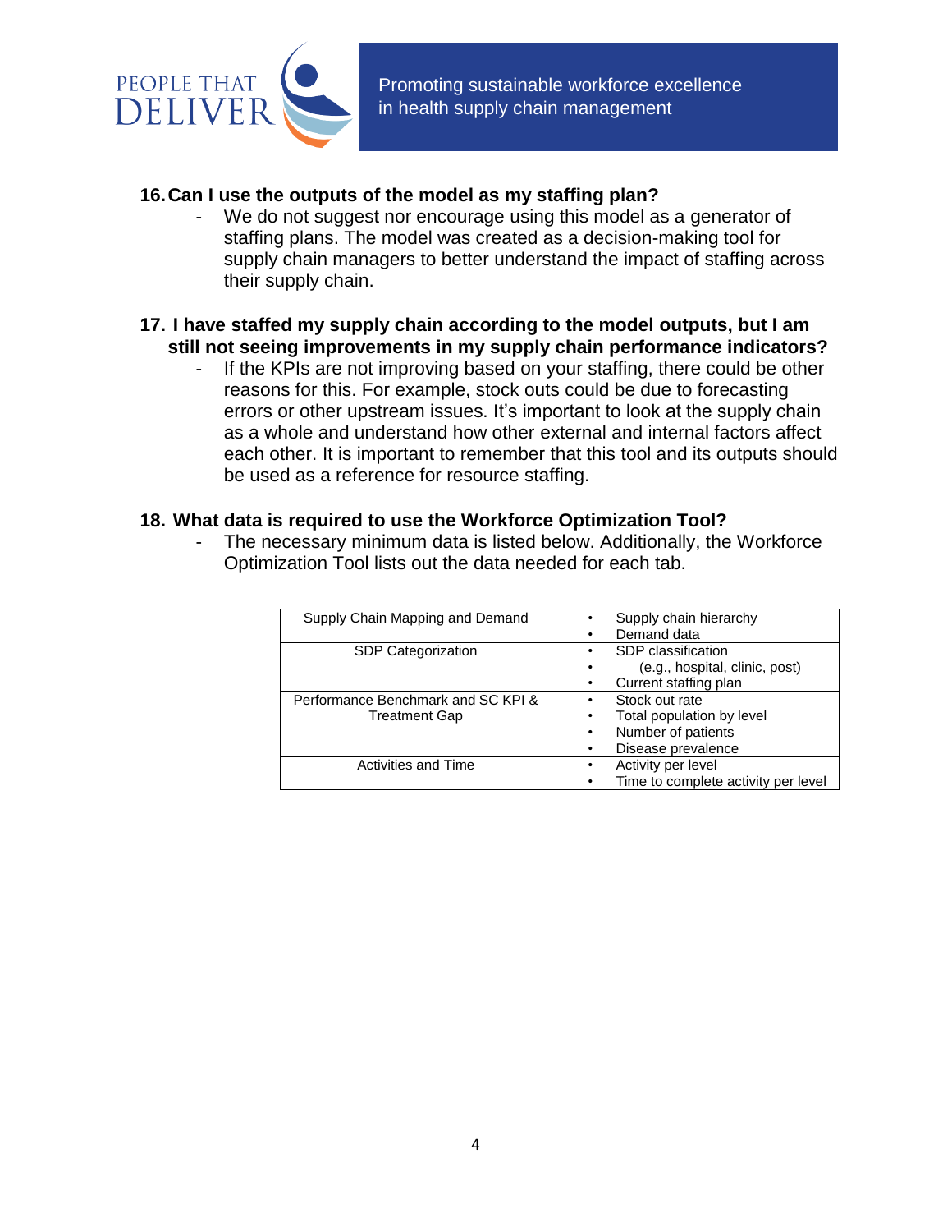### 16. Can I use the outputs of the model as my staffing plan?

- We do not suggest nor encourage using this model as a generator of staffing plans. The model was created as a decision-making tool for supply chain managers to better understand the impact of staffing across their supply chain.

### 17. I have staffed my supply chain according to the model outputs, but I am still not seeing improvements in my supply chain performance indicators?

- If the KPIs are not improving based on your staffing, there could be other reasons for this. For example, stock outs could be due to forecasting errors or other upstream issues. It's important to look at the supply chain as a whole and understand how other external and internal factors affect each other. It is important to remember that this tool and its outputs should be used as a reference for resource staffing.

### 18. What data is required to use the Workforce Optimization Tool?

- The necessary minimum data is listed below. Additionally, the Workforce Optimization Tool lists out the data needed for each tab.

| | |
|---|---|
| Supply Chain Mapping and Demand | • Supply chain hierarchy<br>• Demand data |
| SDP Categorization | • SDP classification<br>• (e.g., hospital, clinic, post)<br>• Current staffing plan |
| Performance Benchmark and SC KPI & Treatment Gap | • Stock out rate<br>• Total population by level<br>• Number of patients<br>• Disease prevalence |
| Activities and Time | • Activity per level<br>• Time to complete activity per level |